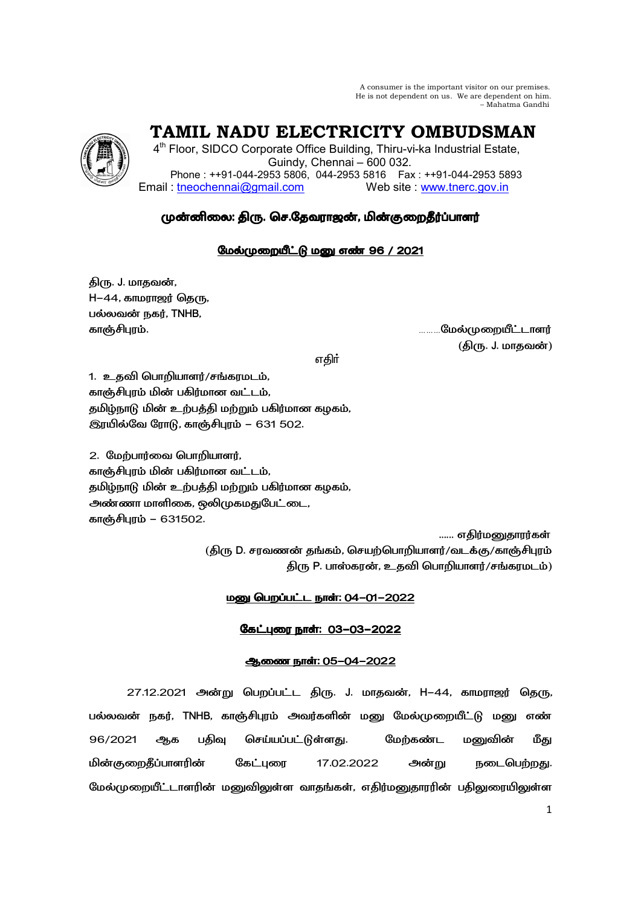A consumer is the important visitor on our premises.
He is not dependent on us. We are dependent on him.
– Mahatma Gandhi

# TAMIL NADU ELECTRICITY OMBUDSMAN

4th Floor, SIDCO Corporate Office Building, Thiru-vi-ka Industrial Estate,
Guindy, Chennai – 600 032.
Phone : ++91-044-2953 5806, 044-2953 5816 Fax : ++91-044-2953 5893
Email : tneochennai@gmail.com Web site : www.tnerc.gov.in

## முன்னிலை: திரு. செ.தேவராஜன், மின்குறைதீர்ப்பாளர்

### மேல்முறையீட்டு மனு எண் 96 / 2021

திரு. J. மாதவன்,
H–44, காமராஜர் தெரு,
பல்லவன் நகர், TNHB,
காஞ்சிபுரம். ………மேல்முறையீட்டாளர்
(திரு. J. மாதவன்)

எதிர்

1. உதவி பொறியாளர்/சங்கரமடம்,
காஞ்சிபுரம் மின் பகிர்மான வட்டம்,
தமிழ்நாடு மின் உற்பத்தி மற்றும் பகிர்மான கழகம்,
இரயில்வே ரோடு, காஞ்சிபுரம் – 631 502.

2. மேற்பார்வை பொறியாளர்,
காஞ்சிபுரம் மின் பகிர்மான வட்டம்,
தமிழ்நாடு மின் உற்பத்தி மற்றும் பகிர்மான கழகம்,
அண்ணா மாளிகை, ஒலிமுகமதுபேட்டை,
காஞ்சிபுரம் – 631502.

…… எதிர்மனுதாரர்கள்
(திரு D. சரவணன் தங்கம், செயற்பொறியாளர்/வடக்கு/காஞ்சிபுரம்
திரு P. பாஸ்கரன், உதவி பொறியாளர்/சங்கரமடம்)

**மனு பெறப்பட்ட நாள்: 04–01–2022**

**கேட்புரை நாள்: 03–03–2022**

**ஆணை நாள்: 05–04–2022**

27.12.2021 அன்று பெறப்பட்ட திரு. J. மாதவன், H–44, காமராஜர் தெரு, பல்லவன் நகர், TNHB, காஞ்சிபுரம் அவர்களின் மனு மேல்முறையீட்டு மனு எண் 96/2021 ஆக பதிவு செய்யப்பட்டுள்ளது. மேற்கண்ட மனுவின் மீது மின்குறைதீப்பாளரின் கேட்புரை 17.02.2022 அன்று நடைபெற்றது. மேல்முறையீட்டாளரின் மனுவிலுள்ள வாதங்கள், எதிர்மனுதாரரின் பதிலுரையிலுள்ள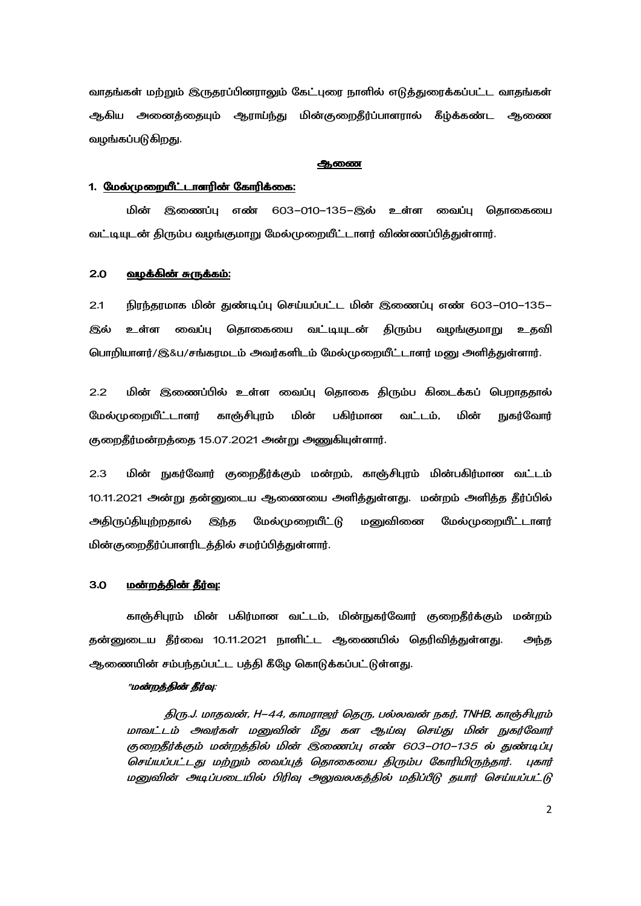வாதங்கள் மற்றும் இருதரப்பினராலும் கேட்புரை நாளில் எடுத்துரைக்கப்பட்ட வாதங்கள் ஆகிய அனைத்தையும் ஆராய்ந்து மின்குறைதீர்ப்பாளரால் கீழ்க்கண்ட ஆணை வழங்கப்படுகிறது.

## ஆணை

### 1. மேல்முறையீட்டாளரின் கோரிக்கை:

மின் இணைப்பு எண் 603-010-135-இல் உள்ள வைப்பு தொகையை வட்டியுடன் திரும்ப வழங்குமாறு மேல்முறையீட்டாளர் விண்ணப்பித்துள்ளார்.

### 2.0 வழக்கின் சுருக்கம்:

2.1 நிரந்தரமாக மின் துண்டிப்பு செய்யப்பட்ட மின் இணைப்பு எண் 603-010-135-இல் உள்ள வைப்பு தொகையை வட்டியுடன் திரும்ப வழங்குமாறு உதவி பொறியாளர்/இ&ப/சங்கரமடம் அவர்களிடம் மேல்முறையீட்டாளர் மனு அளித்துள்ளார்.

2.2 மின் இணைப்பில் உள்ள வைப்பு தொகை திரும்ப கிடைக்கப் பெறாததால் மேல்முறையீட்டாளர் காஞ்சிபுரம் மின் பகிர்மான வட்டம், மின் நுகர்வோர் குறைதீர்மன்றத்தை 15.07.2021 அன்று அணுகியுள்ளார்.

2.3 மின் நுகர்வோர் குறைதீர்க்கும் மன்றம், காஞ்சிபுரம் மின்பகிர்மான வட்டம் 10.11.2021 அன்று தன்னுடைய ஆணையை அளித்துள்ளது. மன்றம் அளித்த தீர்ப்பில் அதிருப்தியுற்றதால் இந்த மேல்முறையீட்டு மனுவினை மேல்முறையீட்டாளர் மின்குறைதீர்ப்பாளரிடத்தில் சமர்ப்பித்துள்ளார்.

### 3.0 மன்றத்தின் தீர்வு:

காஞ்சிபுரம் மின் பகிர்மான வட்டம், மின்நுகர்வோர் குறைதீர்க்கும் மன்றம் தன்னுடைய தீர்வை 10.11.2021 நாளிட்ட ஆணையில் தெரிவித்துள்ளது. அந்த ஆணையின் சம்பந்தப்பட்ட பத்தி கீழே கொடுக்கப்பட்டுள்ளது.

*"**மன்றத்தின் தீர்வு:***

*திரு.J. மாதவன், H-44, காமராஜர் தெரு, பல்லவன் நகர், TNHB, காஞ்சிபுரம் மாவட்டம் அவர்கள் மனுவின் மீது கள ஆய்வு செய்து மின் நுகர்வோர் குறைதீர்க்கும் மன்றத்தில் மின் இணைப்பு எண் 603-010-135 ல் துண்டிப்பு செய்யப்பட்டது மற்றும் வைப்புத் தொகையை திரும்ப கோரியிருந்தார். புகார் மனுவின் அடிப்படையில் பிரிவு அலுவலகத்தில் மதிப்பீடு தயார் செய்யப்பட்டு*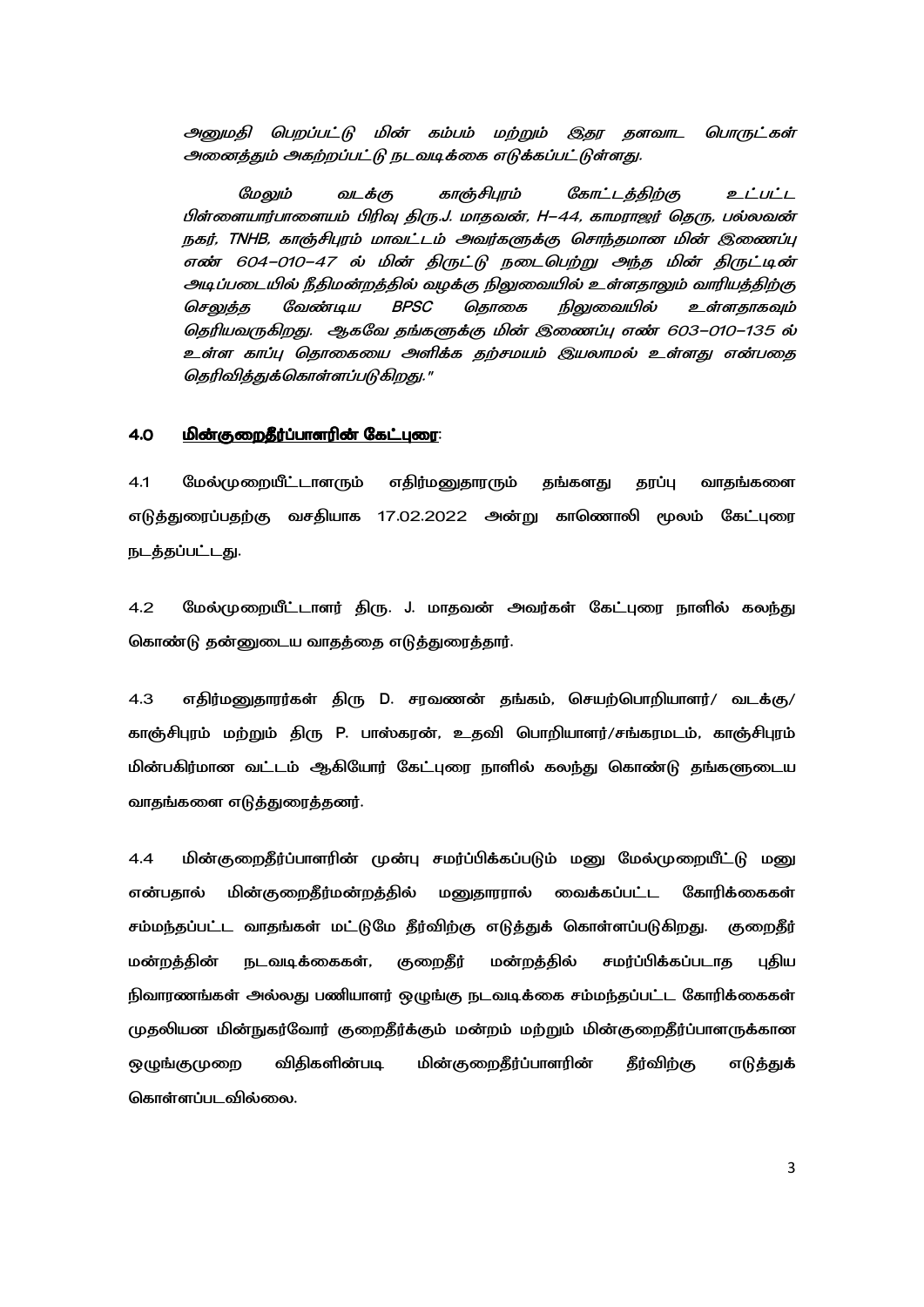*அனுமதி பெறப்பட்டு மின் கம்பம் மற்றும் இதர தளவாட பொருட்கள் அனைத்தும் அகற்றப்பட்டு நடவடிக்கை எடுக்கப்பட்டுள்ளது.*

*மேலும் வடக்கு காஞ்சிபுரம் கோட்டத்திற்கு உட்பட்ட பிள்ளையார்பாளையம் பிரிவு திரு.J. மாதவன், H–44, காமராஜர் தெரு, பல்லவன் நகர், TNHB, காஞ்சிபுரம் மாவட்டம் அவர்களுக்கு சொந்தமான மின் இணைப்பு எண் 604–010–47 ல் மின் திருட்டு நடைபெற்று அந்த மின் திருட்டின் அடிப்படையில் நீதிமன்றத்தில் வழக்கு நிலுவையில் உள்ளதாலும் வாரியத்திற்கு செலுத்த வேண்டிய BPSC தொகை நிலுவையில் உள்ளதாகவும் தெரியவருகிறது. ஆகவே தங்களுக்கு மின் இணைப்பு எண் 603–010–135 ல் உள்ள காப்பு தொகையை அளிக்க தற்சமயம் இயலாமல் உள்ளது என்பதை தெரிவித்துக்கொள்ளப்படுகிறது."*

### 4.0 <u>மின்குறைதீர்ப்பாளரின் கேட்புரை</u>:

4.1 மேல்முறையீட்டாளரும் எதிர்மனுதாரரும் தங்களது தரப்பு வாதங்களை எடுத்துரைப்பதற்கு வசதியாக 17.02.2022 அன்று காணொலி மூலம் கேட்புரை நடத்தப்பட்டது.

4.2 மேல்முறையீட்டாளர் திரு. J. மாதவன் அவர்கள் கேட்புரை நாளில் கலந்து கொண்டு தன்னுடைய வாதத்தை எடுத்துரைத்தார்.

4.3 எதிர்மனுதாரர்கள் திரு D. சரவணன் தங்கம், செயற்பொறியாளர்/ வடக்கு/ காஞ்சிபுரம் மற்றும் திரு P. பாஸ்கரன், உதவி பொறியாளர்/சங்கரமடம், காஞ்சிபுரம் மின்பகிர்மான வட்டம் ஆகியோர் கேட்புரை நாளில் கலந்து கொண்டு தங்களுடைய வாதங்களை எடுத்துரைத்தனர்.

4.4 மின்குறைதீர்ப்பாளரின் முன்பு சமர்ப்பிக்கப்படும் மனு மேல்முறையீட்டு மனு என்பதால் மின்குறைதீர்மன்றத்தில் மனுதாரரால் வைக்கப்பட்ட கோரிக்கைகள் சம்மந்தப்பட்ட வாதங்கள் மட்டுமே தீர்விற்கு எடுத்துக் கொள்ளப்படுகிறது. குறைதீர் மன்றத்தின் நடவடிக்கைகள், குறைதீர் மன்றத்தில் சமர்ப்பிக்கப்படாத புதிய நிவாரணங்கள் அல்லது பணியாளர் ஒழுங்கு நடவடிக்கை சம்மந்தப்பட்ட கோரிக்கைகள் முதலியன மின்நுகர்வோர் குறைதீர்க்கும் மன்றம் மற்றும் மின்குறைதீர்ப்பாளருக்கான ஒழுங்குமுறை விதிகளின்படி மின்குறைதீர்ப்பாளரின் தீர்விற்கு எடுத்துக் கொள்ளப்படவில்லை.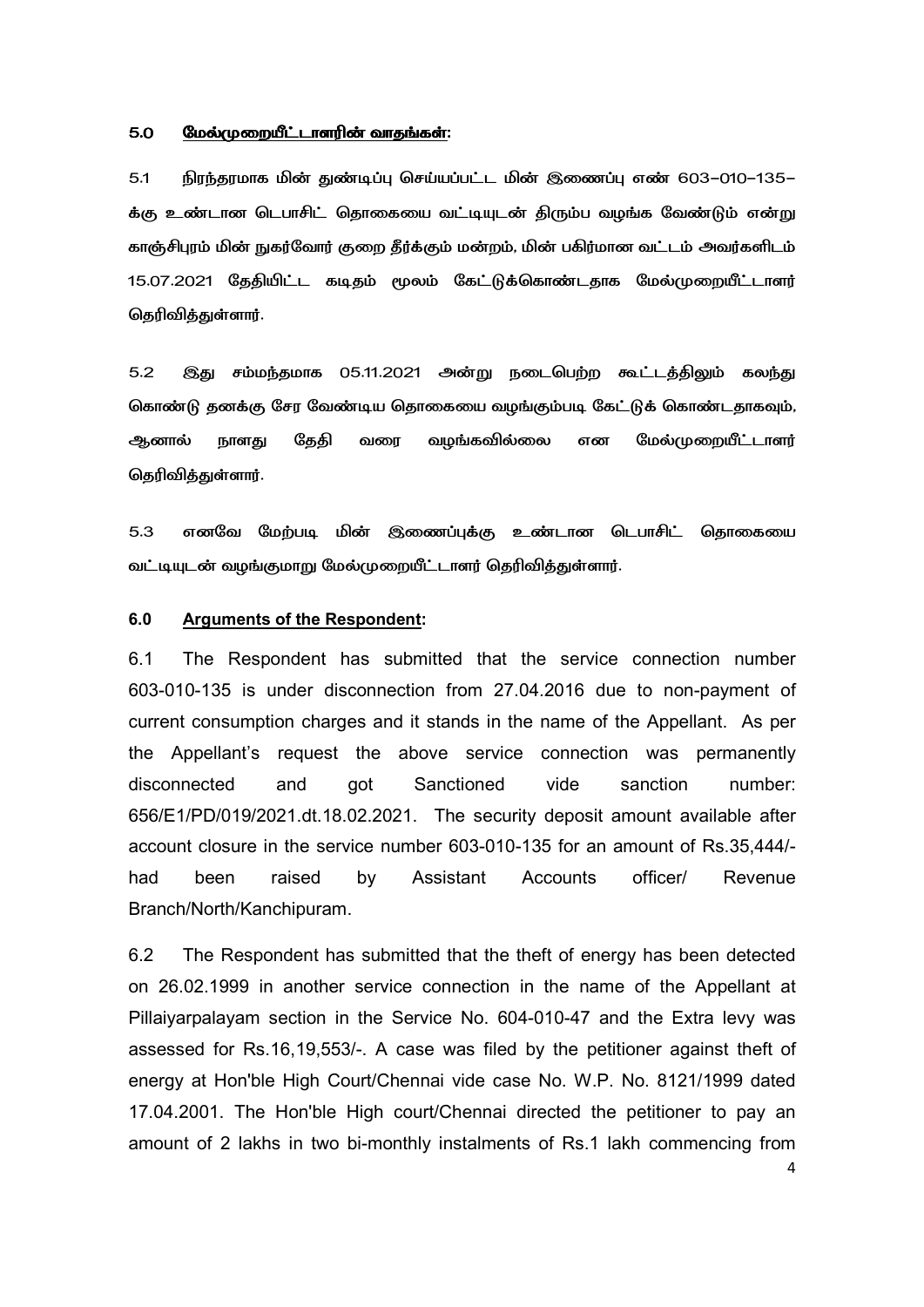**5.0 மேல்முறையீட்டாளரின் வாதங்கள்:**

5.1 நிரந்தரமாக மின் துண்டிப்பு செய்யப்பட்ட மின் இணைப்பு எண் 603–010–135–க்கு உண்டான டெபாசிட் தொகையை வட்டியுடன் திரும்ப வழங்க வேண்டும் என்று காஞ்சிபுரம் மின் நுகர்வோர் குறை தீர்க்கும் மன்றம், மின் பகிர்மான வட்டம் அவர்களிடம் 15.07.2021 தேதியிட்ட கடிதம் மூலம் கேட்டுக்கொண்டதாக மேல்முறையீட்டாளர் தெரிவித்துள்ளார்.

5.2 இது சம்மந்தமாக 05.11.2021 அன்று நடைபெற்ற கூட்டத்திலும் கலந்து கொண்டு தனக்கு சேர வேண்டிய தொகையை வழங்கும்படி கேட்டுக் கொண்டதாகவும், ஆனால் நாளது தேதி வரை வழங்கவில்லை என மேல்முறையீட்டாளர் தெரிவித்துள்ளார்.

5.3 எனவே மேற்படி மின் இணைப்புக்கு உண்டான டெபாசிட் தொகையை வட்டியுடன் வழங்குமாறு மேல்முறையீட்டாளர் தெரிவித்துள்ளார்.

**6.0 Arguments of the Respondent:**

6.1 The Respondent has submitted that the service connection number 603-010-135 is under disconnection from 27.04.2016 due to non-payment of current consumption charges and it stands in the name of the Appellant. As per the Appellant's request the above service connection was permanently disconnected and got Sanctioned vide sanction number: 656/E1/PD/019/2021.dt.18.02.2021. The security deposit amount available after account closure in the service number 603-010-135 for an amount of Rs.35,444/- had been raised by Assistant Accounts officer/ Revenue Branch/North/Kanchipuram.

6.2 The Respondent has submitted that the theft of energy has been detected on 26.02.1999 in another service connection in the name of the Appellant at Pillaiyarpalayam section in the Service No. 604-010-47 and the Extra levy was assessed for Rs.16,19,553/-. A case was filed by the petitioner against theft of energy at Hon'ble High Court/Chennai vide case No. W.P. No. 8121/1999 dated 17.04.2001. The Hon'ble High court/Chennai directed the petitioner to pay an amount of 2 lakhs in two bi-monthly instalments of Rs.1 lakh commencing from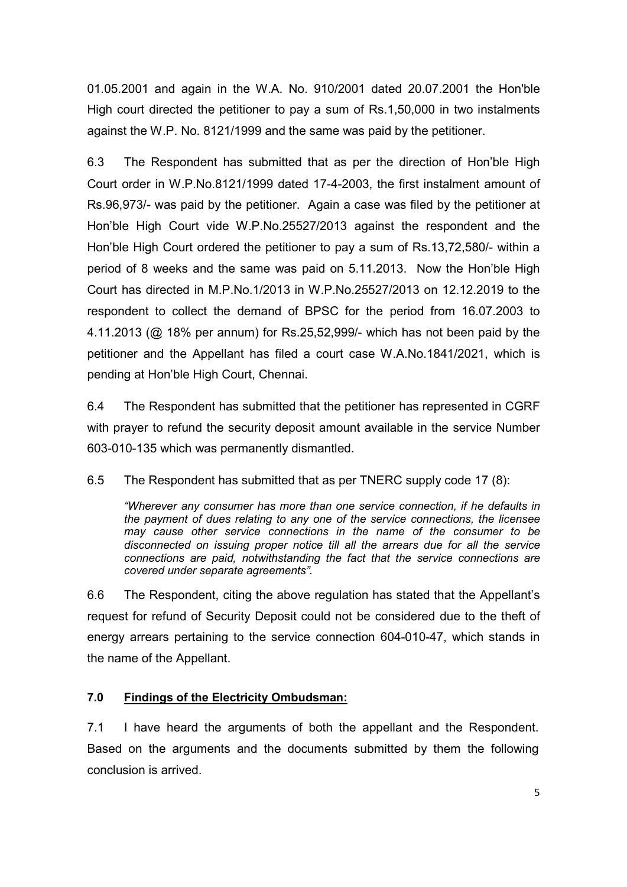01.05.2001 and again in the W.A. No. 910/2001 dated 20.07.2001 the Hon'ble High court directed the petitioner to pay a sum of Rs.1,50,000 in two instalments against the W.P. No. 8121/1999 and the same was paid by the petitioner.

6.3 The Respondent has submitted that as per the direction of Hon'ble High Court order in W.P.No.8121/1999 dated 17-4-2003, the first instalment amount of Rs.96,973/- was paid by the petitioner. Again a case was filed by the petitioner at Hon'ble High Court vide W.P.No.25527/2013 against the respondent and the Hon'ble High Court ordered the petitioner to pay a sum of Rs.13,72,580/- within a period of 8 weeks and the same was paid on 5.11.2013. Now the Hon'ble High Court has directed in M.P.No.1/2013 in W.P.No.25527/2013 on 12.12.2019 to the respondent to collect the demand of BPSC for the period from 16.07.2003 to 4.11.2013 (@ 18% per annum) for Rs.25,52,999/- which has not been paid by the petitioner and the Appellant has filed a court case W.A.No.1841/2021, which is pending at Hon'ble High Court, Chennai.

6.4 The Respondent has submitted that the petitioner has represented in CGRF with prayer to refund the security deposit amount available in the service Number 603-010-135 which was permanently dismantled.

6.5 The Respondent has submitted that as per TNERC supply code 17 (8):

> *"Wherever any consumer has more than one service connection, if he defaults in the payment of dues relating to any one of the service connections, the licensee may cause other service connections in the name of the consumer to be disconnected on issuing proper notice till all the arrears due for all the service connections are paid, notwithstanding the fact that the service connections are covered under separate agreements".*

6.6 The Respondent, citing the above regulation has stated that the Appellant's request for refund of Security Deposit could not be considered due to the theft of energy arrears pertaining to the service connection 604-010-47, which stands in the name of the Appellant.

## 7.0 Findings of the Electricity Ombudsman:

7.1 I have heard the arguments of both the appellant and the Respondent. Based on the arguments and the documents submitted by them the following conclusion is arrived.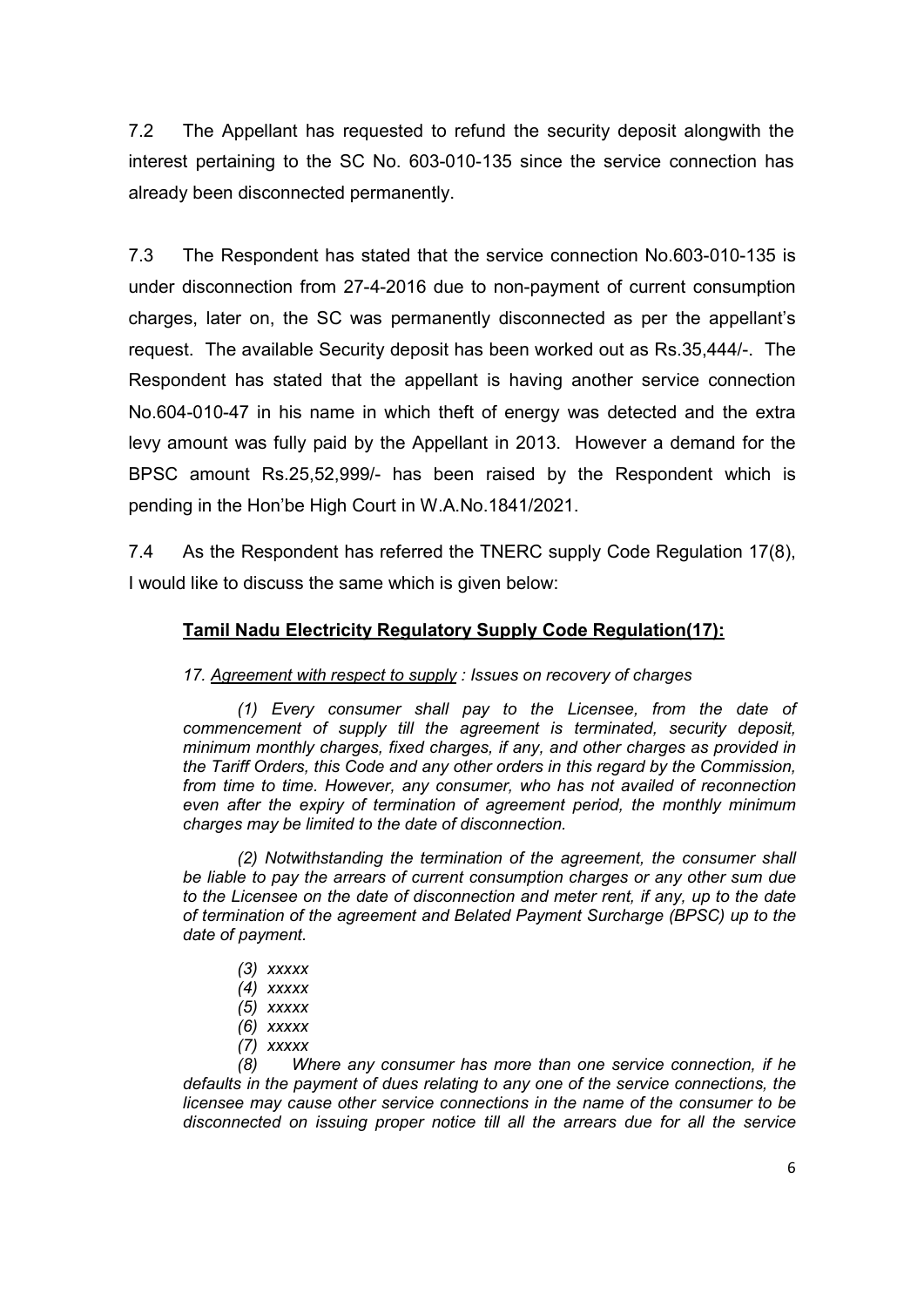7.2 The Appellant has requested to refund the security deposit alongwith the interest pertaining to the SC No. 603-010-135 since the service connection has already been disconnected permanently.

7.3 The Respondent has stated that the service connection No.603-010-135 is under disconnection from 27-4-2016 due to non-payment of current consumption charges, later on, the SC was permanently disconnected as per the appellant's request. The available Security deposit has been worked out as Rs.35,444/-. The Respondent has stated that the appellant is having another service connection No.604-010-47 in his name in which theft of energy was detected and the extra levy amount was fully paid by the Appellant in 2013. However a demand for the BPSC amount Rs.25,52,999/- has been raised by the Respondent which is pending in the Hon'be High Court in W.A.No.1841/2021.

7.4 As the Respondent has referred the TNERC supply Code Regulation 17(8), I would like to discuss the same which is given below:

**Tamil Nadu Electricity Regulatory Supply Code Regulation(17):**

*17. Agreement with respect to supply : Issues on recovery of charges*

*(1) Every consumer shall pay to the Licensee, from the date of commencement of supply till the agreement is terminated, security deposit, minimum monthly charges, fixed charges, if any, and other charges as provided in the Tariff Orders, this Code and any other orders in this regard by the Commission, from time to time. However, any consumer, who has not availed of reconnection even after the expiry of termination of agreement period, the monthly minimum charges may be limited to the date of disconnection.*

*(2) Notwithstanding the termination of the agreement, the consumer shall be liable to pay the arrears of current consumption charges or any other sum due to the Licensee on the date of disconnection and meter rent, if any, up to the date of termination of the agreement and Belated Payment Surcharge (BPSC) up to the date of payment.*

*(3) xxxxx*
*(4) xxxxx*
*(5) xxxxx*
*(6) xxxxx*
*(7) xxxxx*

*(8) Where any consumer has more than one service connection, if he defaults in the payment of dues relating to any one of the service connections, the licensee may cause other service connections in the name of the consumer to be disconnected on issuing proper notice till all the arrears due for all the service*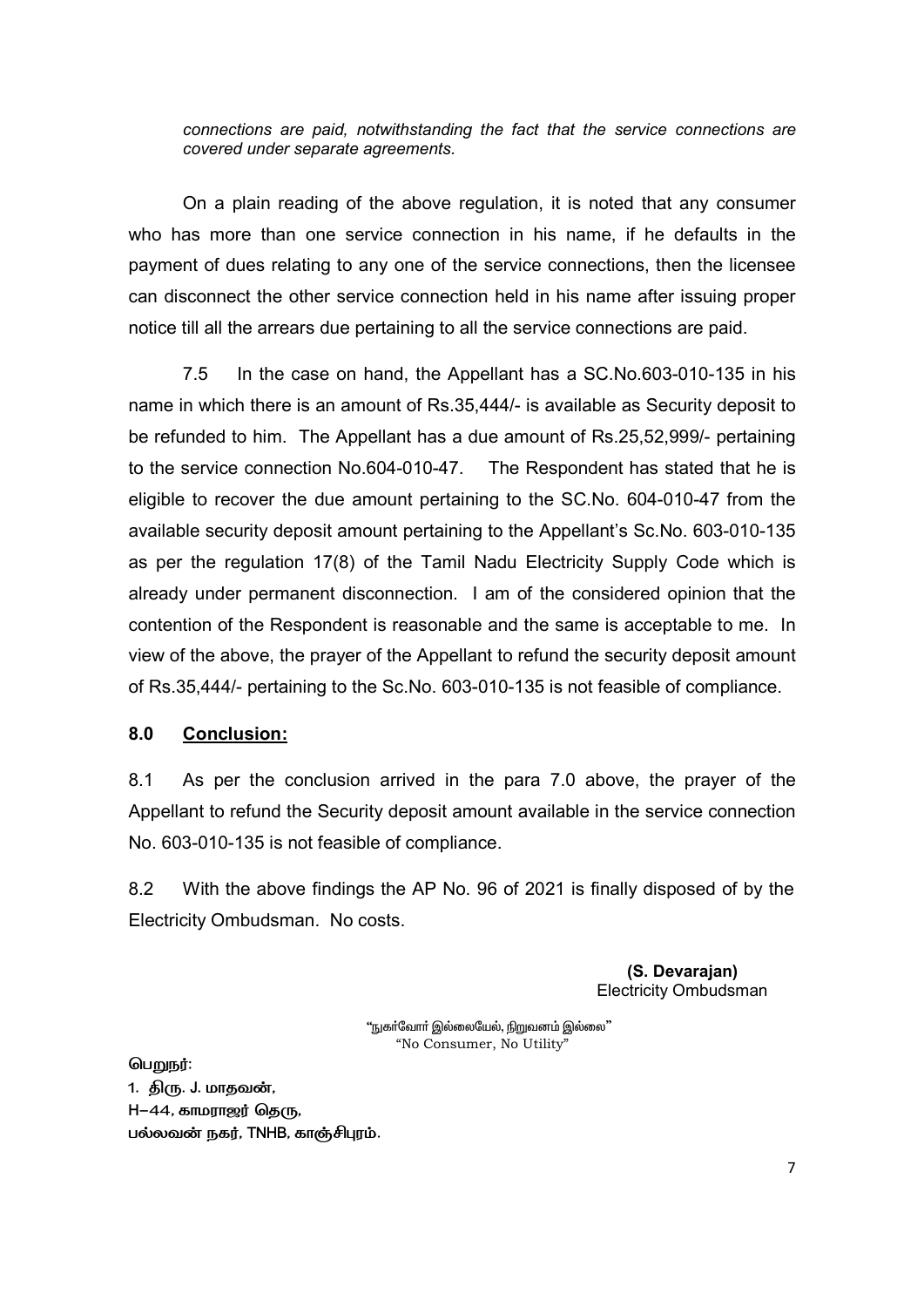*connections are paid, notwithstanding the fact that the service connections are covered under separate agreements.*

On a plain reading of the above regulation, it is noted that any consumer who has more than one service connection in his name, if he defaults in the payment of dues relating to any one of the service connections, then the licensee can disconnect the other service connection held in his name after issuing proper notice till all the arrears due pertaining to all the service connections are paid.

7.5 In the case on hand, the Appellant has a SC.No.603-010-135 in his name in which there is an amount of Rs.35,444/- is available as Security deposit to be refunded to him. The Appellant has a due amount of Rs.25,52,999/- pertaining to the service connection No.604-010-47. The Respondent has stated that he is eligible to recover the due amount pertaining to the SC.No. 604-010-47 from the available security deposit amount pertaining to the Appellant's Sc.No. 603-010-135 as per the regulation 17(8) of the Tamil Nadu Electricity Supply Code which is already under permanent disconnection. I am of the considered opinion that the contention of the Respondent is reasonable and the same is acceptable to me. In view of the above, the prayer of the Appellant to refund the security deposit amount of Rs.35,444/- pertaining to the Sc.No. 603-010-135 is not feasible of compliance.

## 8.0 Conclusion:

8.1 As per the conclusion arrived in the para 7.0 above, the prayer of the Appellant to refund the Security deposit amount available in the service connection No. 603-010-135 is not feasible of compliance.

8.2 With the above findings the AP No. 96 of 2021 is finally disposed of by the Electricity Ombudsman. No costs.

**(S. Devarajan)**
Electricity Ombudsman

"நுகர்வோர் இல்லையேல், நிறுவனம் இல்லை"
"No Consumer, No Utility"

பெறுநர்:
1. திரு. J. மாதவன்,
H–44, காமராஜர் தெரு,
பல்லவன் நகர், TNHB, காஞ்சிபுரம்.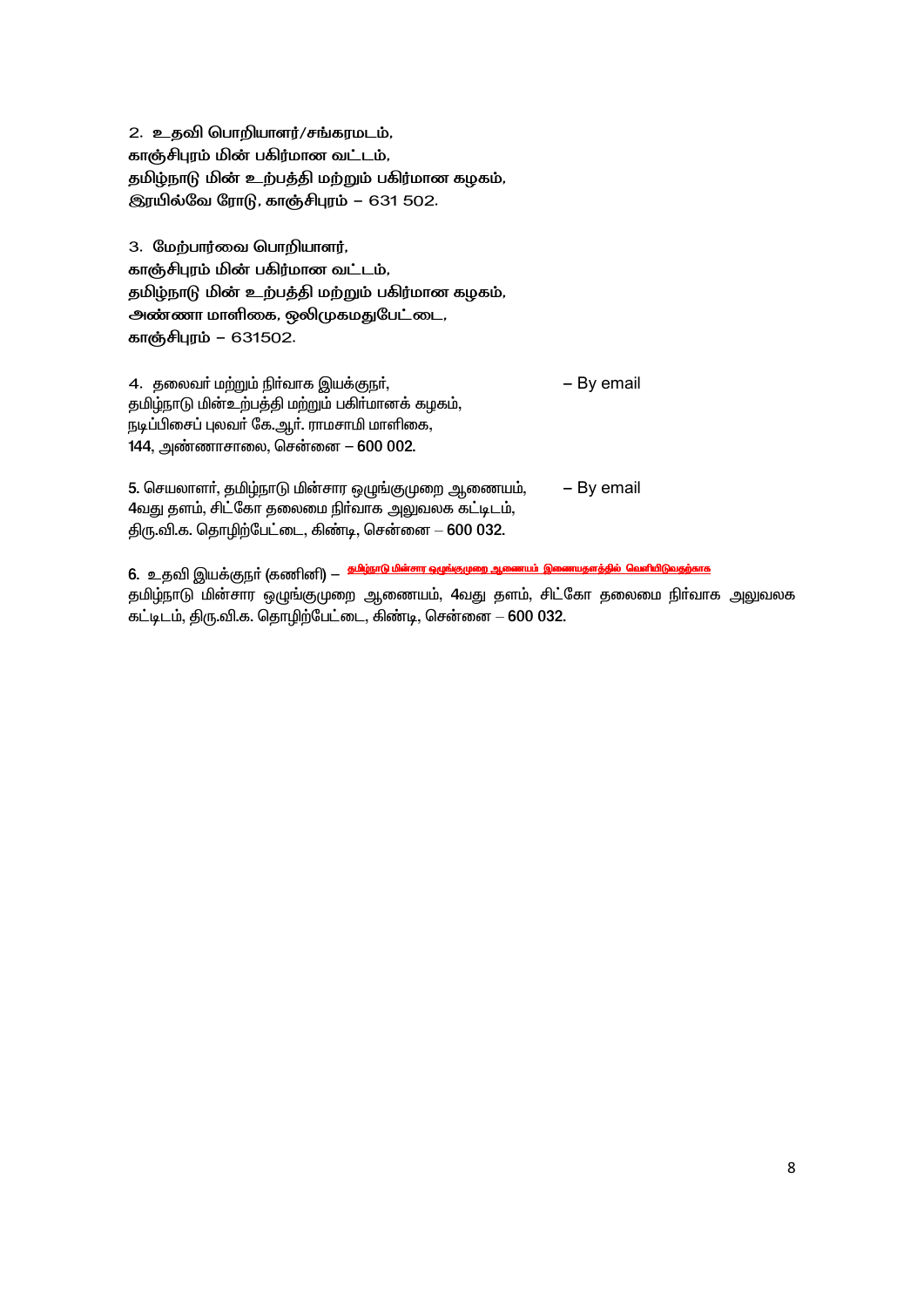2. உதவி பொறியாளர்/சங்கரமடம்,
காஞ்சிபுரம் மின் பகிர்மான வட்டம்,
தமிழ்நாடு மின் உற்பத்தி மற்றும் பகிர்மான கழகம்,
இரயில்வே ரோடு, காஞ்சிபுரம் – 631 502.

3. மேற்பார்வை பொறியாளர்,
காஞ்சிபுரம் மின் பகிர்மான வட்டம்,
தமிழ்நாடு மின் உற்பத்தி மற்றும் பகிர்மான கழகம்,
அண்ணா மாளிகை, ஒலிமுகமதுபேட்டை,
காஞ்சிபுரம் – 631502.

4. தலைவர் மற்றும் நிர்வாக இயக்குநர், – By email
தமிழ்நாடு மின்உற்பத்தி மற்றும் பகிர்மானக் கழகம்,
நடிப்பிசைப் புலவர் கே.ஆர். ராமசாமி மாளிகை,
144, அண்ணாசாலை, சென்னை – 600 002.

5. செயலாளர், தமிழ்நாடு மின்சார ஒழுங்குமுறை ஆணையம், – By email
4வது தளம், சிட்கோ தலைமை நிர்வாக அலுவலக கட்டிடம்,
திரு.வி.க. தொழிற்பேட்டை, கிண்டி, சென்னை – 600 032.

6. உதவி இயக்குநர் (கணினி) – தமிழ்நாடு மின்சார ஒழுங்குமுறை ஆணையம் இணையதளத்தில் வெளியிடுவதற்காக
தமிழ்நாடு மின்சார ஒழுங்குமுறை ஆணையம், 4வது தளம், சிட்கோ தலைமை நிர்வாக அலுவலக கட்டிடம், திரு.வி.க. தொழிற்பேட்டை, கிண்டி, சென்னை – 600 032.